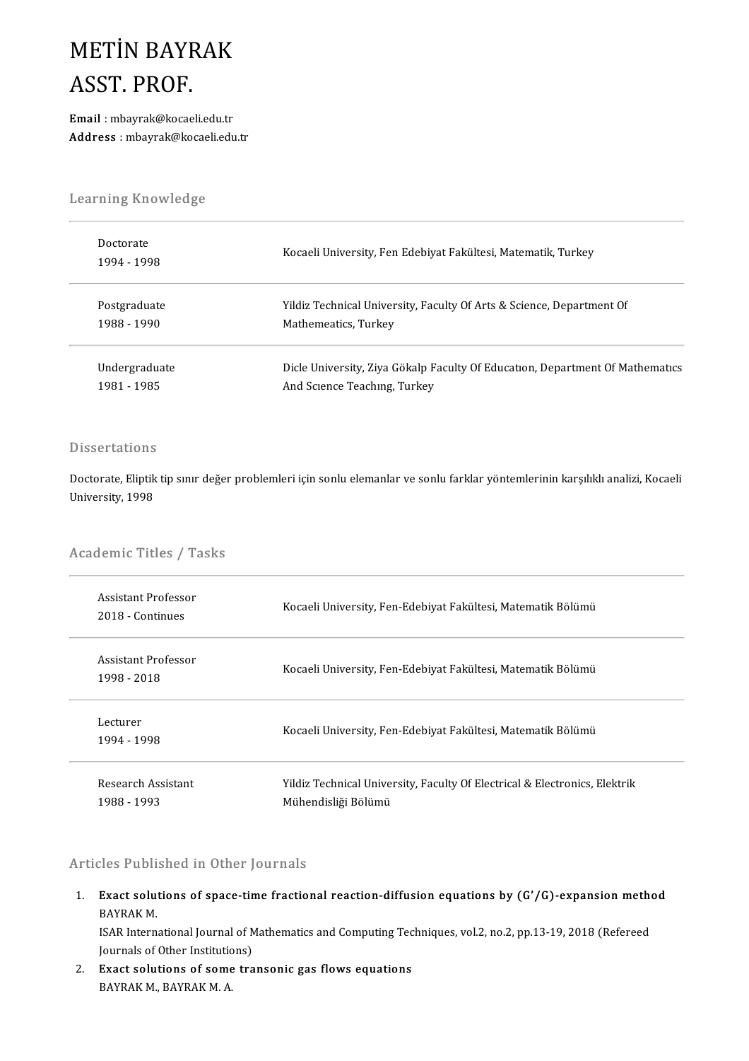# METİN BAYRAK
# ASST. PROF.

**Email** : mbayrak@kocaeli.edu.tr
**Address** : mbayrak@kocaeli.edu.tr

## Learning Knowledge

| | |
|---|---|
| Doctorate<br>1994 - 1998 | Kocaeli University, Fen Edebiyat Fakültesi, Matematik, Turkey |
| Postgraduate<br>1988 - 1990 | Yildiz Technical University, Faculty Of Arts & Science, Department Of Mathemeatics, Turkey |
| Undergraduate<br>1981 - 1985 | Dicle University, Ziya Gökalp Faculty Of Educatıon, Department Of Mathematıcs And Scıence Teachıng, Turkey |

## Dissertations

Doctorate, Eliptik tip sınır değer problemleri için sonlu elemanlar ve sonlu farklar yöntemlerinin karşılıklı analizi, Kocaeli University, 1998

## Academic Titles / Tasks

| | |
|---|---|
| Assistant Professor<br>2018 - Continues | Kocaeli University, Fen-Edebiyat Fakültesi, Matematik Bölümü |
| Assistant Professor<br>1998 - 2018 | Kocaeli University, Fen-Edebiyat Fakültesi, Matematik Bölümü |
| Lecturer<br>1994 - 1998 | Kocaeli University, Fen-Edebiyat Fakültesi, Matematik Bölümü |
| Research Assistant<br>1988 - 1993 | Yildiz Technical University, Faculty Of Electrical & Electronics, Elektrik Mühendisliği Bölümü |

## Articles Published in Other Journals

1. **Exact solutions of space-time fractional reaction-diffusion equations by (G'/G)-expansion method**
   BAYRAK M.
   ISAR International Journal of Mathematics and Computing Techniques, vol.2, no.2, pp.13-19, 2018 (Refereed Journals of Other Institutions)
2. **Exact solutions of some transonic gas flows equations**
   BAYRAK M., BAYRAK M. A.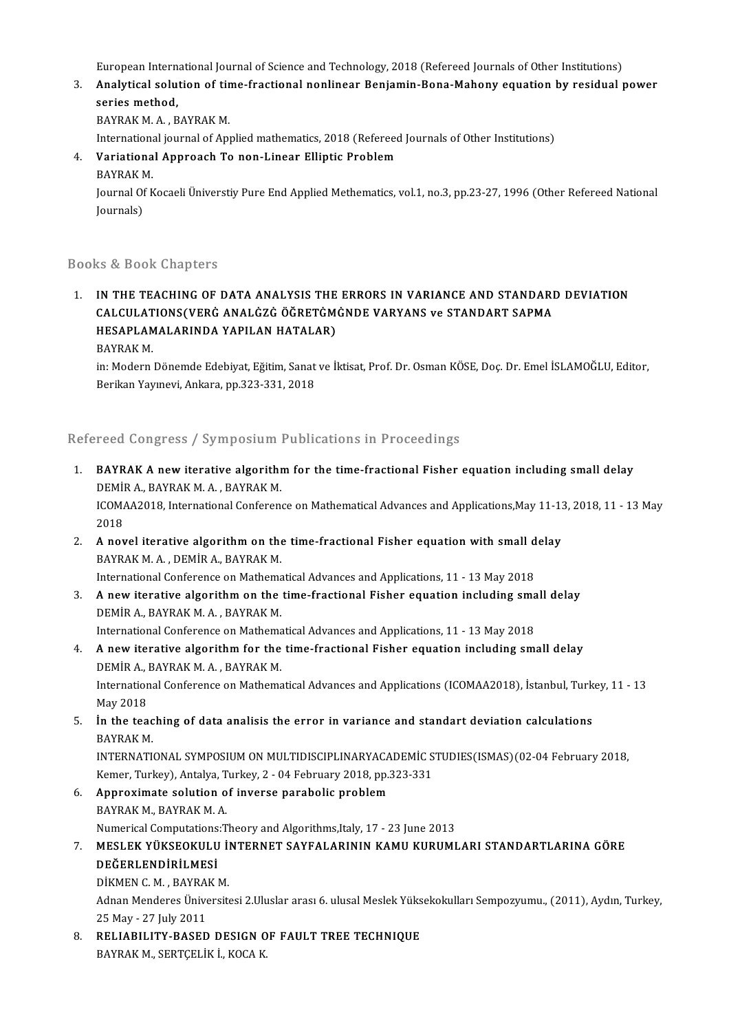European International Journal of Science and Technology, 2018 (Refereed Journals of Other Institutions)

3. **Analytical solution of time-fractional nonlinear Benjamin-Bona-Mahony equation by residual power series method,**
   BAYRAK M. A. , BAYRAK M.
   International journal of Applied mathematics, 2018 (Refereed Journals of Other Institutions)
4. **Variational Approach To non-Linear Elliptic Problem**
   BAYRAK M.
   Journal Of Kocaeli Üniverstiy Pure End Applied Methematics, vol.1, no.3, pp.23-27, 1996 (Other Refereed National Journals)

## Books & Book Chapters

1. **IN THE TEACHING OF DATA ANALYSIS THE ERRORS IN VARIANCE AND STANDARD DEVIATION CALCULATIONS(VERĠ ANALĠZĠ ÖĞRETĠMĠNDE VARYANS ve STANDART SAPMA HESAPLAMALARINDA YAPILAN HATALAR)**
   BAYRAK M.
   in: Modern Dönemde Edebiyat, Eğitim, Sanat ve İktisat, Prof. Dr. Osman KÖSE, Doç. Dr. Emel İSLAMOĞLU, Editor, Berikan Yayınevi, Ankara, pp.323-331, 2018

## Refereed Congress / Symposium Publications in Proceedings

1. **BAYRAK A new iterative algorithm for the time-fractional Fisher equation including small delay**
   DEMİR A., BAYRAK M. A. , BAYRAK M.
   ICOMAA2018, International Conference on Mathematical Advances and Applications,May 11-13, 2018, 11 - 13 May 2018
2. **A novel iterative algorithm on the time-fractional Fisher equation with small delay**
   BAYRAK M. A. , DEMİR A., BAYRAK M.
   International Conference on Mathematical Advances and Applications, 11 - 13 May 2018
3. **A new iterative algorithm on the time-fractional Fisher equation including small delay**
   DEMİR A., BAYRAK M. A. , BAYRAK M.
   International Conference on Mathematical Advances and Applications, 11 - 13 May 2018
4. **A new iterative algorithm for the time-fractional Fisher equation including small delay**
   DEMİR A., BAYRAK M. A. , BAYRAK M.
   International Conference on Mathematical Advances and Applications (ICOMAA2018), İstanbul, Turkey, 11 - 13 May 2018
5. **İn the teaching of data analisis the error in variance and standart deviation calculations**
   BAYRAK M.
   INTERNATIONAL SYMPOSIUM ON MULTIDISCIPLINARYACADEMİC STUDIES(ISMAS)(02-04 February 2018, Kemer, Turkey), Antalya, Turkey, 2 - 04 February 2018, pp.323-331
6. **Approximate solution of inverse parabolic problem**
   BAYRAK M., BAYRAK M. A.
   Numerical Computations:Theory and Algorithms,Italy, 17 - 23 June 2013
7. **MESLEK YÜKSEOKULU İNTERNET SAYFALARININ KAMU KURUMLARI STANDARTLARINA GÖRE DEĞERLENDİRİLMESİ**
   DİKMEN C. M. , BAYRAK M.
   Adnan Menderes Üniversitesi 2.Uluslar arası 6. ulusal Meslek Yüksekokulları Sempozyumu., (2011), Aydın, Turkey, 25 May - 27 July 2011
8. **RELIABILITY-BASED DESIGN OF FAULT TREE TECHNIQUE**
   BAYRAK M., SERTÇELİK İ., KOCA K.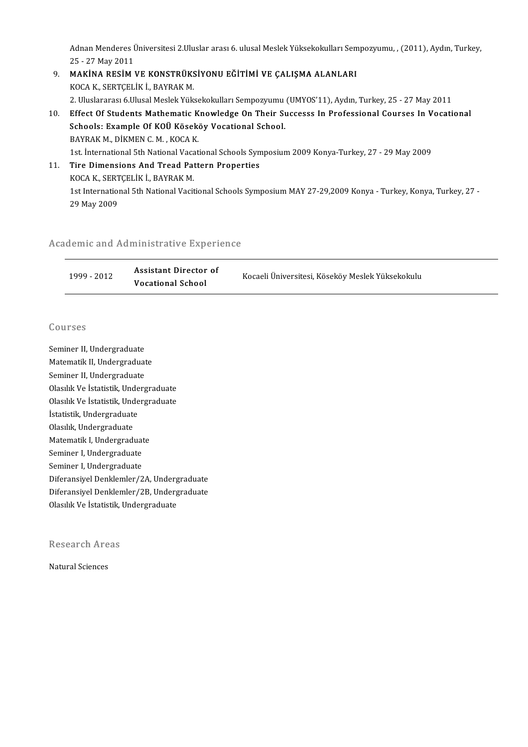Adnan Menderes Üniversitesi 2.Uluslar arası 6. ulusal Meslek Yüksekokulları Sempozyumu, , (2011), Aydın, Turkey, 25 - 27 May 2011

9. **MAKİNA RESİM VE KONSTRÜKSİYONU EĞİTİMİ VE ÇALIŞMA ALANLARI**
   KOCA K., SERTÇELİK İ., BAYRAK M.
   2. Uluslararası 6.Ulusal Meslek Yüksekokulları Sempozyumu (UMYOS'11), Aydın, Turkey, 25 - 27 May 2011
10. **Effect Of Students Mathematic Knowledge On Their Successs In Professional Courses In Vocational Schools: Example Of KOÜ Köseköy Vocational School.**
    BAYRAK M., DİKMEN C. M. , KOCA K.
    1st. İnternational 5th National Vacational Schools Symposium 2009 Konya-Turkey, 27 - 29 May 2009
11. **Tire Dimensions And Tread Pattern Properties**
    KOCA K., SERTÇELİK İ., BAYRAK M.
    1st International 5th National Vacitional Schools Symposium MAY 27-29,2009 Konya - Turkey, Konya, Turkey, 27 - 29 May 2009

## Academic and Administrative Experience

| | | |
|---|---|---|
| 1999 - 2012 | **Assistant Director of Vocational School** | Kocaeli Üniversitesi, Köseköy Meslek Yüksekokulu |

## Courses

Seminer II, Undergraduate
Matematik II, Undergraduate
Seminer II, Undergraduate
Olasılık Ve İstatistik, Undergraduate
Olasılık Ve İstatistik, Undergraduate
İstatistik, Undergraduate
Olasılık, Undergraduate
Matematik I, Undergraduate
Seminer I, Undergraduate
Seminer I, Undergraduate
Diferansiyel Denklemler/2A, Undergraduate
Diferansiyel Denklemler/2B, Undergraduate
Olasılık Ve İstatistik, Undergraduate

## Research Areas

Natural Sciences